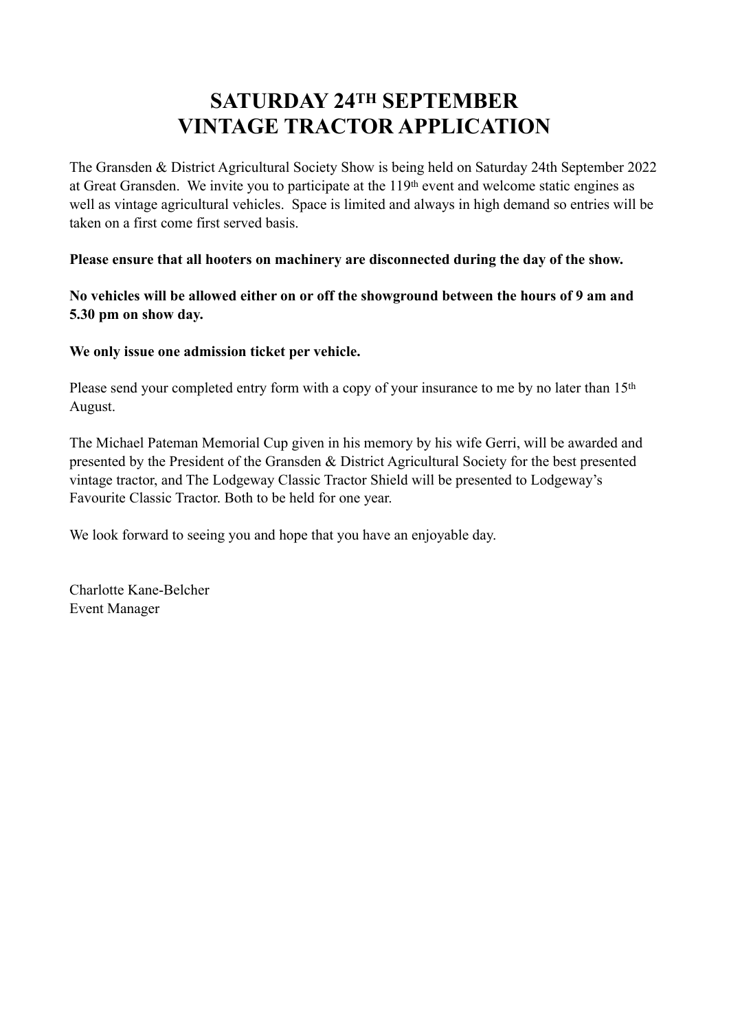# SATURDAY 24TH SEPTEMBER
# VINTAGE TRACTOR APPLICATION

The Gransden & District Agricultural Society Show is being held on Saturday 24th September 2022 at Great Gransden. We invite you to participate at the 119th event and welcome static engines as well as vintage agricultural vehicles. Space is limited and always in high demand so entries will be taken on a first come first served basis.

**Please ensure that all hooters on machinery are disconnected during the day of the show.**

**No vehicles will be allowed either on or off the showground between the hours of 9 am and 5.30 pm on show day.**

**We only issue one admission ticket per vehicle.**

Please send your completed entry form with a copy of your insurance to me by no later than 15th August.

The Michael Pateman Memorial Cup given in his memory by his wife Gerri, will be awarded and presented by the President of the Gransden & District Agricultural Society for the best presented vintage tractor, and The Lodgeway Classic Tractor Shield will be presented to Lodgeway's Favourite Classic Tractor. Both to be held for one year.

We look forward to seeing you and hope that you have an enjoyable day.

Charlotte Kane-Belcher
Event Manager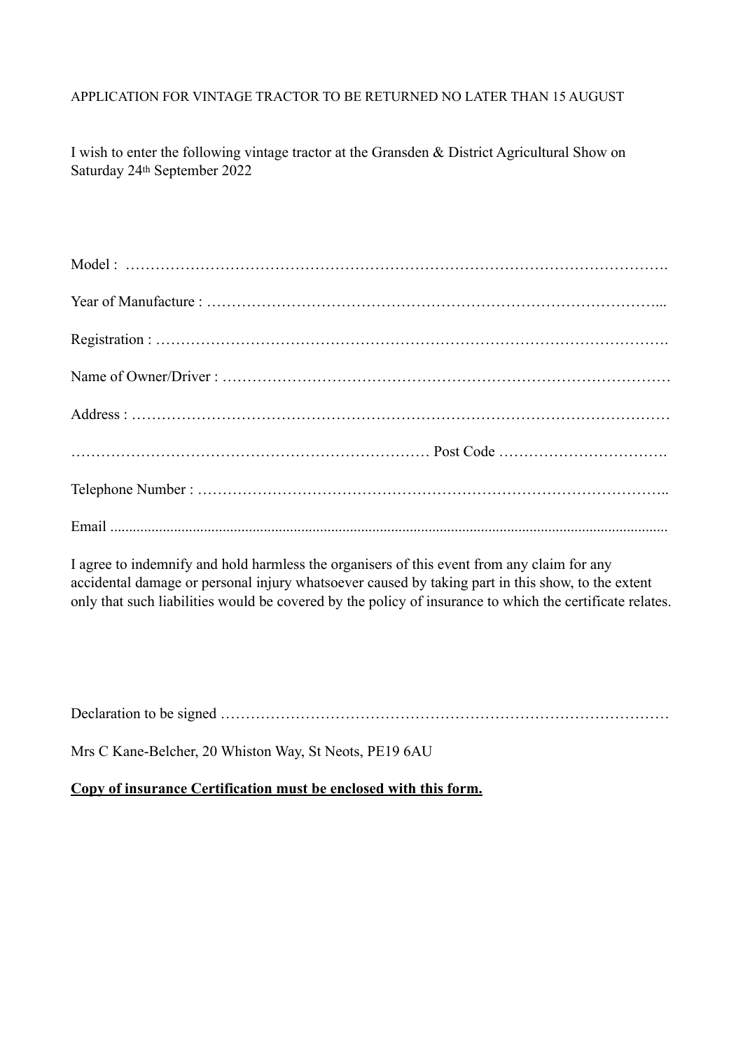APPLICATION FOR VINTAGE TRACTOR TO BE RETURNED NO LATER THAN 15 AUGUST

I wish to enter the following vintage tractor at the Gransden & District Agricultural Show on Saturday 24th September 2022

Model : ……………………………………………………………………………………………….

Year of Manufacture : ………………………………………………………………………………...

Registration : ………………………………………………………………………………………….

Name of Owner/Driver : ………………………………………………………………………………

Address : ………………………………………………………………………………………………

……………………………………………………………… Post Code …………………………….

Telephone Number : …………………………………………………………………………………..

Email ....................................................................................................................................................

I agree to indemnify and hold harmless the organisers of this event from any claim for any accidental damage or personal injury whatsoever caused by taking part in this show, to the extent only that such liabilities would be covered by the policy of insurance to which the certificate relates.

Declaration to be signed ………………………………………………………………………………

Mrs C Kane-Belcher, 20 Whiston Way, St Neots, PE19 6AU

<u>**Copy of insurance Certification must be enclosed with this form.**</u>